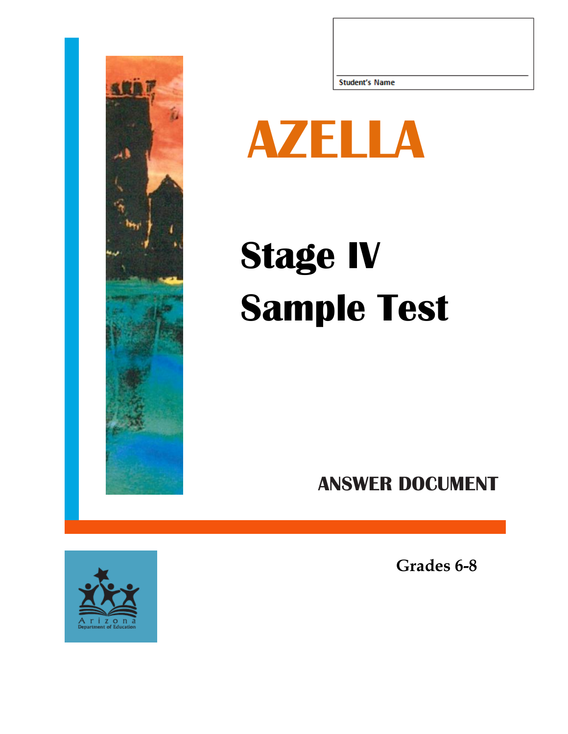Student's Name

# AZELLA

# Stage IV Sample Test

## ANSWER DOCUMENT

**Grades 6-8**

Arizona Department of Education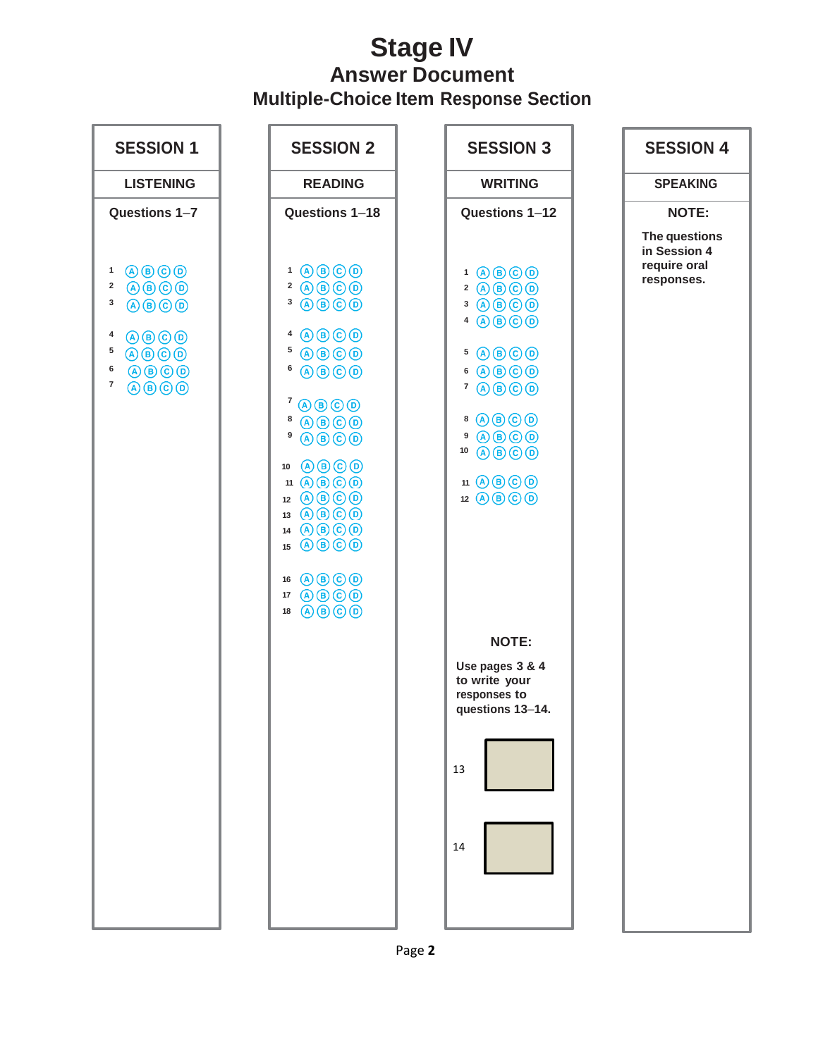# Stage IV

## Answer Document

### Multiple-Choice Item Response Section

## SESSION 1

**LISTENING**

**Questions 1–7**

1 Ⓐ Ⓑ Ⓒ Ⓓ
2 Ⓐ Ⓑ Ⓒ Ⓓ
3 Ⓐ Ⓑ Ⓒ Ⓓ

4 Ⓐ Ⓑ Ⓒ Ⓓ
5 Ⓐ Ⓑ Ⓒ Ⓓ
6 Ⓐ Ⓑ Ⓒ Ⓓ
7 Ⓐ Ⓑ Ⓒ Ⓓ

## SESSION 2

**READING**

**Questions 1–18**

1 Ⓐ Ⓑ Ⓒ Ⓓ
2 Ⓐ Ⓑ Ⓒ Ⓓ
3 Ⓐ Ⓑ Ⓒ Ⓓ

4 Ⓐ Ⓑ Ⓒ Ⓓ
5 Ⓐ Ⓑ Ⓒ Ⓓ
6 Ⓐ Ⓑ Ⓒ Ⓓ

7 Ⓐ Ⓑ Ⓒ Ⓓ
8 Ⓐ Ⓑ Ⓒ Ⓓ
9 Ⓐ Ⓑ Ⓒ Ⓓ

10 Ⓐ Ⓑ Ⓒ Ⓓ
11 Ⓐ Ⓑ Ⓒ Ⓓ
12 Ⓐ Ⓑ Ⓒ Ⓓ
13 Ⓐ Ⓑ Ⓒ Ⓓ
14 Ⓐ Ⓑ Ⓒ Ⓓ
15 Ⓐ Ⓑ Ⓒ Ⓓ

16 Ⓐ Ⓑ Ⓒ Ⓓ
17 Ⓐ Ⓑ Ⓒ Ⓓ
18 Ⓐ Ⓑ Ⓒ Ⓓ

## SESSION 3

**WRITING**

**Questions 1–12**

1 Ⓐ Ⓑ Ⓒ Ⓓ
2 Ⓐ Ⓑ Ⓒ Ⓓ
3 Ⓐ Ⓑ Ⓒ Ⓓ
4 Ⓐ Ⓑ Ⓒ Ⓓ

5 Ⓐ Ⓑ Ⓒ Ⓓ
6 Ⓐ Ⓑ Ⓒ Ⓓ
7 Ⓐ Ⓑ Ⓒ Ⓓ

8 Ⓐ Ⓑ Ⓒ Ⓓ
9 Ⓐ Ⓑ Ⓒ Ⓓ
10 Ⓐ Ⓑ Ⓒ Ⓓ

11 Ⓐ Ⓑ Ⓒ Ⓓ
12 Ⓐ Ⓑ Ⓒ Ⓓ

**NOTE:**

**Use pages 3 & 4 to write your responses to questions 13–14.**

13 ☐

14 ☐

## SESSION 4

**SPEAKING**

**NOTE:**

**The questions in Session 4 require oral responses.**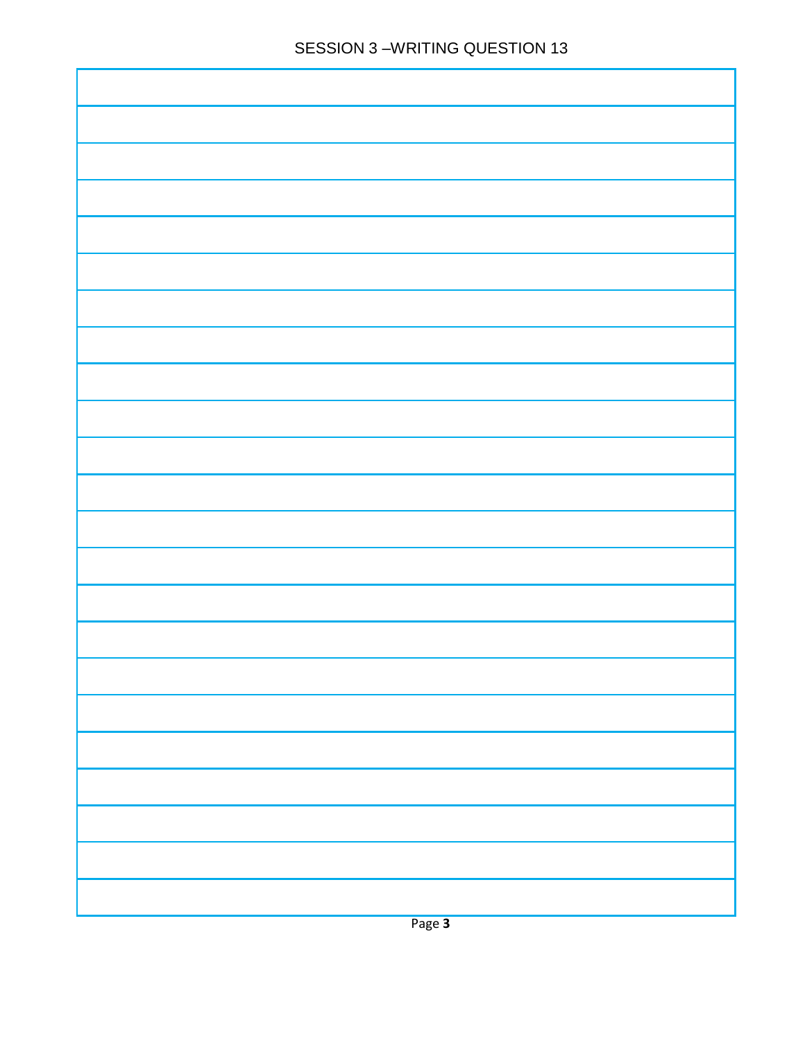SESSION 3 –WRITING QUESTION 13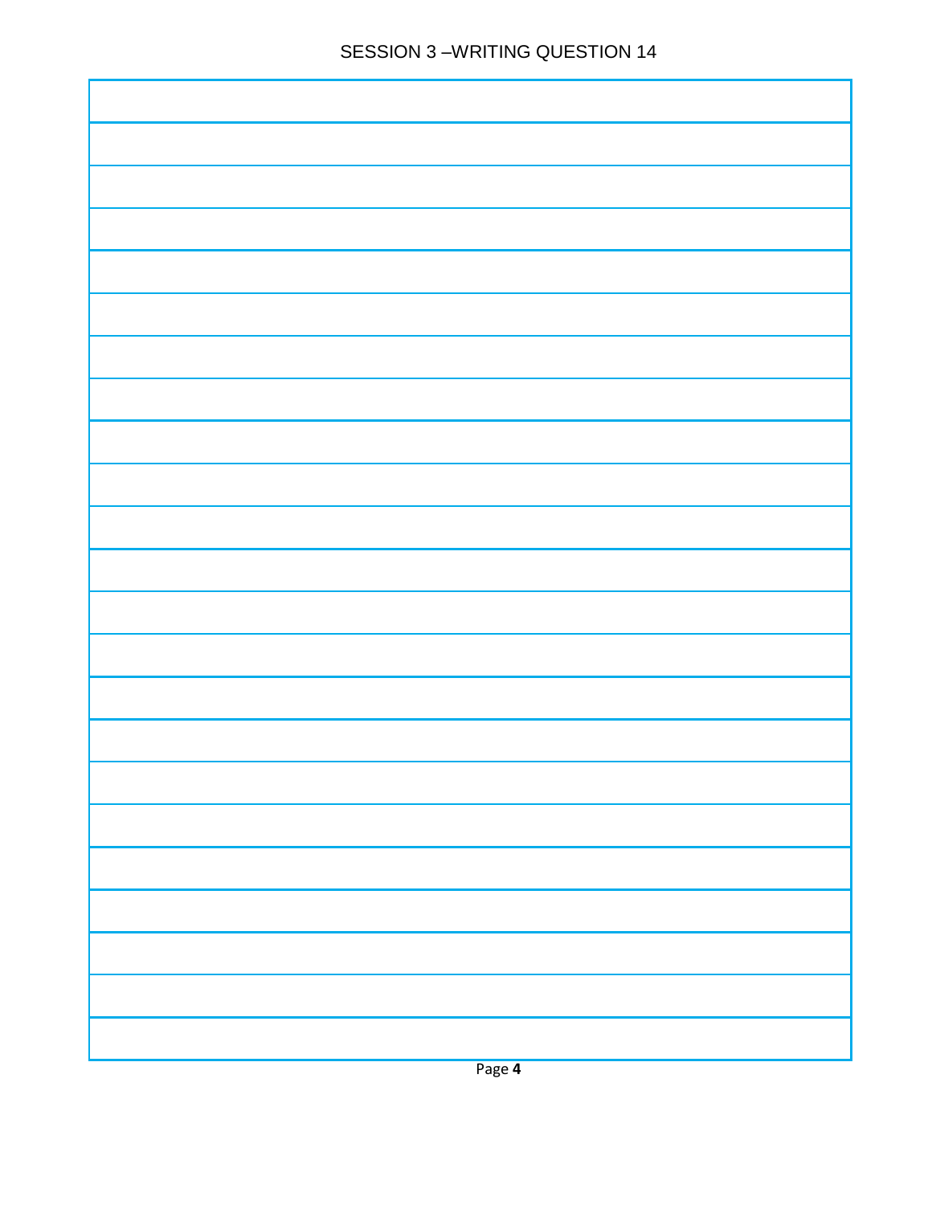SESSION 3 –WRITING QUESTION 14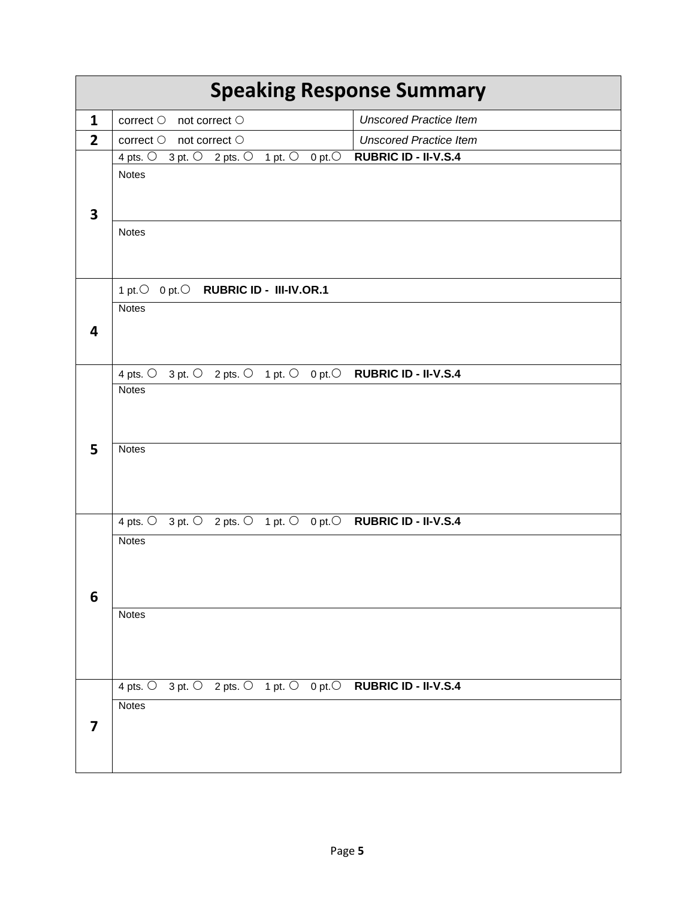# Speaking Response Summary

| | | |
|---|---|---|
| **1** | correct ○ not correct ○ | *Unscored Practice Item* |
| **2** | correct ○ not correct ○ | *Unscored Practice Item* |
| **3** | 4 pts. ○ 3 pt. ○ 2 pts. ○ 1 pt. ○ 0 pt.○ **RUBRIC ID - II-V.S.4** | |
| | Notes | |
| | Notes | |
| **4** | 1 pt.○ 0 pt.○ **RUBRIC ID - III-IV.OR.1** | |
| | Notes | |
| **5** | 4 pts. ○ 3 pt. ○ 2 pts. ○ 1 pt. ○ 0 pt.○ **RUBRIC ID - II-V.S.4** | |
| | Notes | |
| | Notes | |
| **6** | 4 pts. ○ 3 pt. ○ 2 pts. ○ 1 pt. ○ 0 pt.○ **RUBRIC ID - II-V.S.4** | |
| | Notes | |
| | Notes | |
| **7** | 4 pts. ○ 3 pt. ○ 2 pts. ○ 1 pt. ○ 0 pt.○ **RUBRIC ID - II-V.S.4** | |
| | Notes | |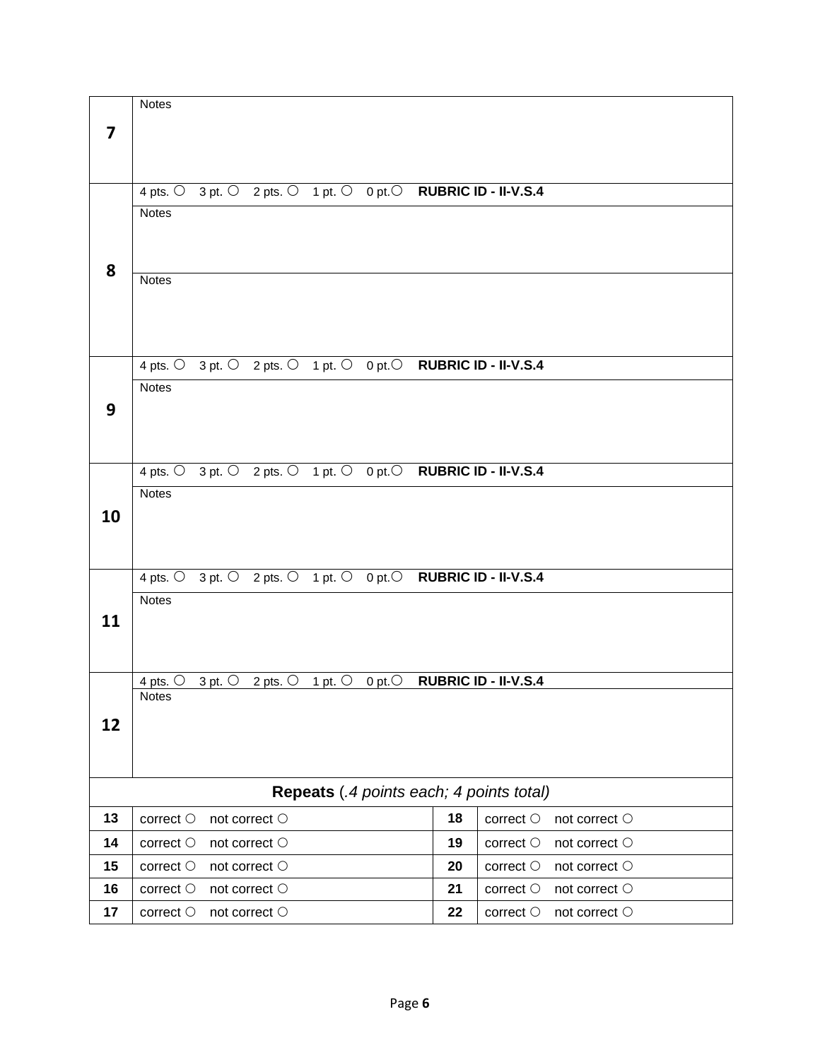| | |
|---|---|
| **7** | Notes |
| | 4 pts. ○ 3 pt. ○ 2 pts. ○ 1 pt. ○ 0 pt.○ **RUBRIC ID - II-V.S.4** |
| **8** | Notes |
| | Notes |
| | 4 pts. ○ 3 pt. ○ 2 pts. ○ 1 pt. ○ 0 pt.○ **RUBRIC ID - II-V.S.4** |
| **9** | Notes |
| | 4 pts. ○ 3 pt. ○ 2 pts. ○ 1 pt. ○ 0 pt.○ **RUBRIC ID - II-V.S.4** |
| **10** | Notes |
| | 4 pts. ○ 3 pt. ○ 2 pts. ○ 1 pt. ○ 0 pt.○ **RUBRIC ID - II-V.S.4** |
| **11** | Notes |
| | 4 pts. ○ 3 pt. ○ 2 pts. ○ 1 pt. ○ 0 pt.○ **RUBRIC ID - II-V.S.4** |
| **12** | Notes |

**Repeats** (*.4 points each; 4 points total)*

| | | | |
|---|---|---|---|
| **13** | correct ○ not correct ○ | **18** | correct ○ not correct ○ |
| **14** | correct ○ not correct ○ | **19** | correct ○ not correct ○ |
| **15** | correct ○ not correct ○ | **20** | correct ○ not correct ○ |
| **16** | correct ○ not correct ○ | **21** | correct ○ not correct ○ |
| **17** | correct ○ not correct ○ | **22** | correct ○ not correct ○ |